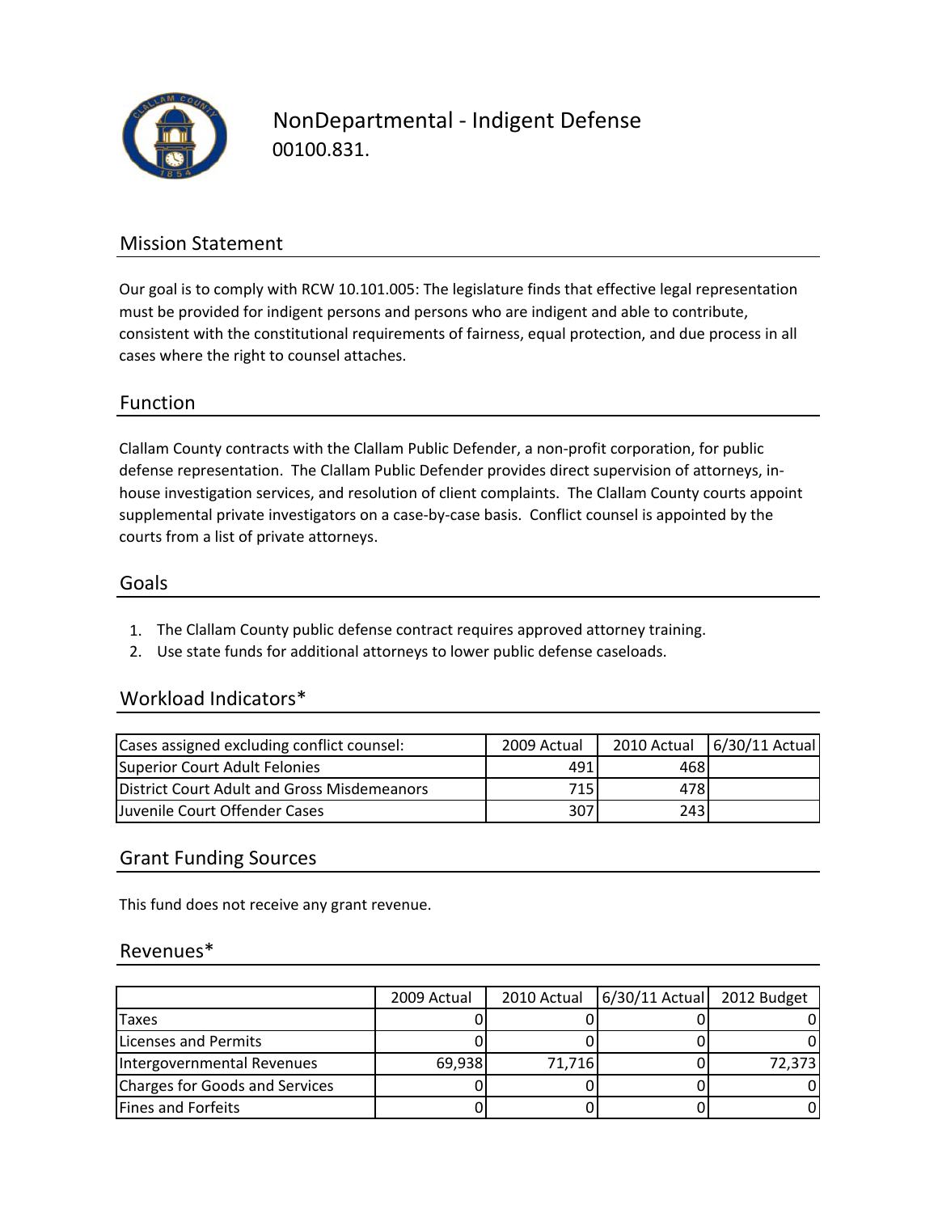# NonDepartmental - Indigent Defense

00100.831.

## Mission Statement

Our goal is to comply with RCW 10.101.005: The legislature finds that effective legal representation must be provided for indigent persons and persons who are indigent and able to contribute, consistent with the constitutional requirements of fairness, equal protection, and due process in all cases where the right to counsel attaches.

## Function

Clallam County contracts with the Clallam Public Defender, a non-profit corporation, for public defense representation. The Clallam Public Defender provides direct supervision of attorneys, in-house investigation services, and resolution of client complaints. The Clallam County courts appoint supplemental private investigators on a case-by-case basis. Conflict counsel is appointed by the courts from a list of private attorneys.

## Goals

1. The Clallam County public defense contract requires approved attorney training.
2. Use state funds for additional attorneys to lower public defense caseloads.

## Workload Indicators*

| Cases assigned excluding conflict counsel: | 2009 Actual | 2010 Actual | 6/30/11 Actual |
|---|---|---|---|
| Superior Court Adult Felonies | 491 | 468 | |
| District Court Adult and Gross Misdemeanors | 715 | 478 | |
| Juvenile Court Offender Cases | 307 | 243 | |

## Grant Funding Sources

This fund does not receive any grant revenue.

## Revenues*

| | 2009 Actual | 2010 Actual | 6/30/11 Actual | 2012 Budget |
|---|---|---|---|---|
| Taxes | 0 | 0 | 0 | 0 |
| Licenses and Permits | 0 | 0 | 0 | 0 |
| Intergovernmental Revenues | 69,938 | 71,716 | 0 | 72,373 |
| Charges for Goods and Services | 0 | 0 | 0 | 0 |
| Fines and Forfeits | 0 | 0 | 0 | 0 |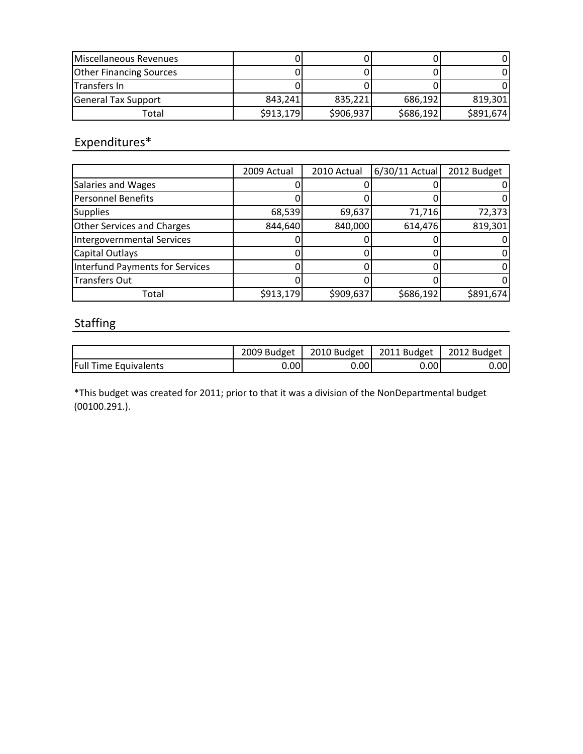| | | | | |
|---|---|---|---|---|
| Miscellaneous Revenues | 0 | 0 | 0 | 0 |
| Other Financing Sources | 0 | 0 | 0 | 0 |
| Transfers In | 0 | 0 | 0 | 0 |
| General Tax Support | 843,241 | 835,221 | 686,192 | 819,301 |
| Total | $913,179 | $906,937 | $686,192 | $891,674 |

## Expenditures*

| | 2009 Actual | 2010 Actual | 6/30/11 Actual | 2012 Budget |
|---|---|---|---|---|
| Salaries and Wages | 0 | 0 | 0 | 0 |
| Personnel Benefits | 0 | 0 | 0 | 0 |
| Supplies | 68,539 | 69,637 | 71,716 | 72,373 |
| Other Services and Charges | 844,640 | 840,000 | 614,476 | 819,301 |
| Intergovernmental Services | 0 | 0 | 0 | 0 |
| Capital Outlays | 0 | 0 | 0 | 0 |
| Interfund Payments for Services | 0 | 0 | 0 | 0 |
| Transfers Out | 0 | 0 | 0 | 0 |
| Total | $913,179 | $909,637 | $686,192 | $891,674 |

## Staffing

| | 2009 Budget | 2010 Budget | 2011 Budget | 2012 Budget |
|---|---|---|---|---|
| Full Time Equivalents | 0.00 | 0.00 | 0.00 | 0.00 |

*This budget was created for 2011; prior to that it was a division of the NonDepartmental budget (00100.291.).